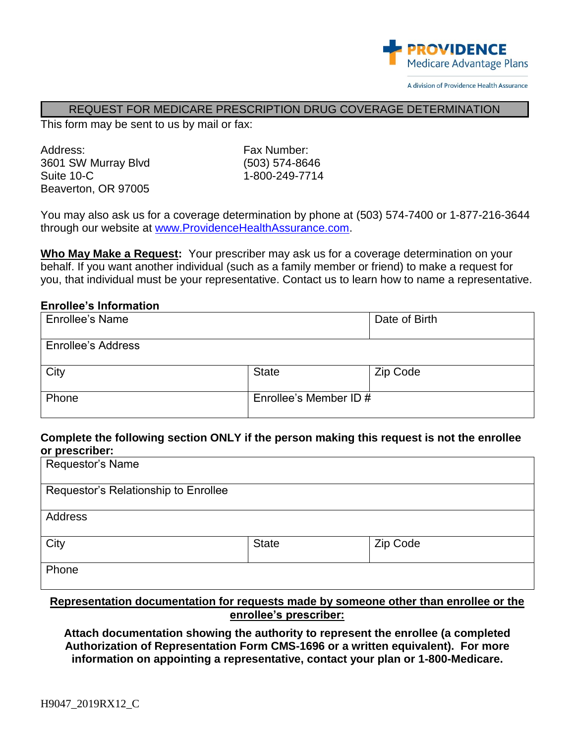PROVIDENCE
Medicare Advantage Plans

A division of Providence Health Assurance

# REQUEST FOR MEDICARE PRESCRIPTION DRUG COVERAGE DETERMINATION

This form may be sent to us by mail or fax:

Address:
3601 SW Murray Blvd
Suite 10-C
Beaverton, OR 97005

Fax Number:
(503) 574-8646
1-800-249-7714

You may also ask us for a coverage determination by phone at (503) 574-7400 or 1-877-216-3644 through our website at www.ProvidenceHealthAssurance.com.

**Who May Make a Request:** Your prescriber may ask us for a coverage determination on your behalf. If you want another individual (such as a family member or friend) to make a request for you, that individual must be your representative. Contact us to learn how to name a representative.

**Enrollee's Information**

| Enrollee's Name | | Date of Birth |
|---|---|---|
| Enrollee's Address | | |
| City | State | Zip Code |
| Phone | Enrollee's Member ID # | |

**Complete the following section ONLY if the person making this request is not the enrollee or prescriber:**

| Requestor's Name | | |
|---|---|---|
| Requestor's Relationship to Enrollee | | |
| Address | | |
| City | State | Zip Code |
| Phone | | |

**Representation documentation for requests made by someone other than enrollee or the enrollee's prescriber:**

**Attach documentation showing the authority to represent the enrollee (a completed Authorization of Representation Form CMS-1696 or a written equivalent). For more information on appointing a representative, contact your plan or 1-800-Medicare.**

H9047_2019RX12_C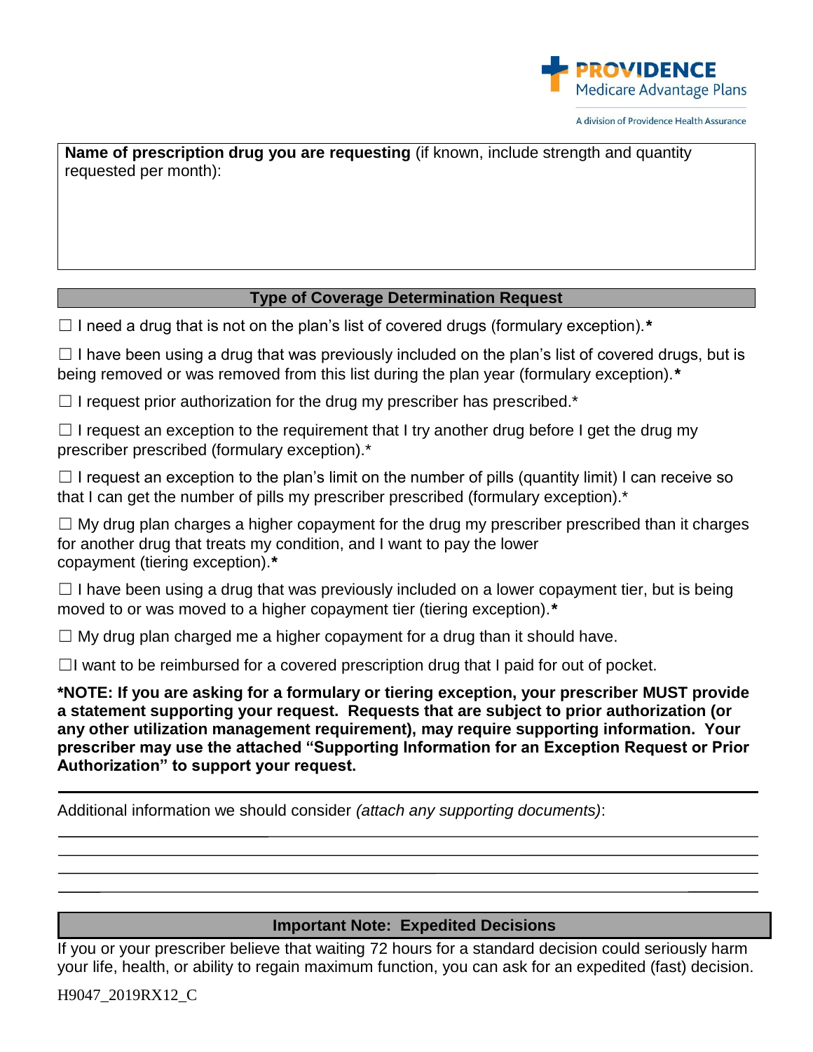**Name of prescription drug you are requesting** (if known, include strength and quantity requested per month):

## Type of Coverage Determination Request

☐ I need a drug that is not on the plan's list of covered drugs (formulary exception).*

☐ I have been using a drug that was previously included on the plan's list of covered drugs, but is being removed or was removed from this list during the plan year (formulary exception).*

☐ I request prior authorization for the drug my prescriber has prescribed.*

☐ I request an exception to the requirement that I try another drug before I get the drug my prescriber prescribed (formulary exception).*

☐ I request an exception to the plan's limit on the number of pills (quantity limit) I can receive so that I can get the number of pills my prescriber prescribed (formulary exception).*

☐ My drug plan charges a higher copayment for the drug my prescriber prescribed than it charges for another drug that treats my condition, and I want to pay the lower copayment (tiering exception).*

☐ I have been using a drug that was previously included on a lower copayment tier, but is being moved to or was moved to a higher copayment tier (tiering exception).*

☐ My drug plan charged me a higher copayment for a drug than it should have.

☐I want to be reimbursed for a covered prescription drug that I paid for out of pocket.

**\*NOTE: If you are asking for a formulary or tiering exception, your prescriber MUST provide a statement supporting your request. Requests that are subject to prior authorization (or any other utilization management requirement), may require supporting information. Your prescriber may use the attached "Supporting Information for an Exception Request or Prior Authorization" to support your request.**

Additional information we should consider *(attach any supporting documents)*:

______________________________________________________________________________

______________________________________________________________________________

______________________________________________________________________________

______________________________________________________________________________

## Important Note: Expedited Decisions

If you or your prescriber believe that waiting 72 hours for a standard decision could seriously harm your life, health, or ability to regain maximum function, you can ask for an expedited (fast) decision.

H9047_2019RX12_C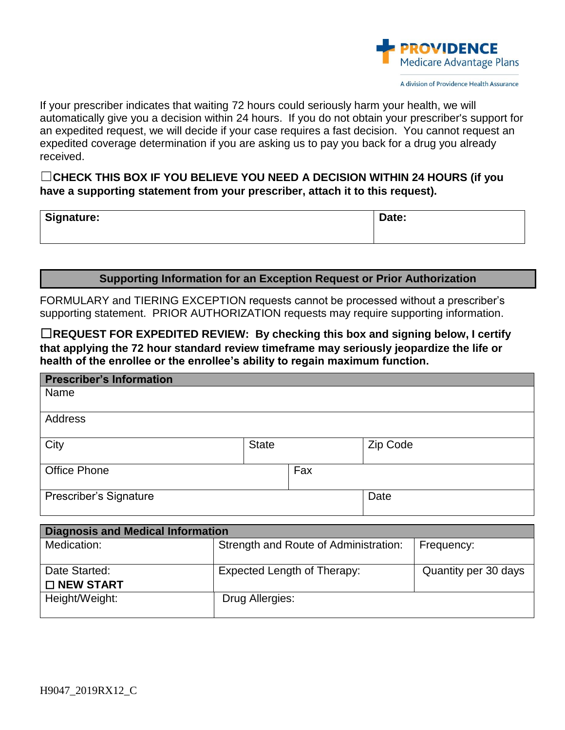If your prescriber indicates that waiting 72 hours could seriously harm your health, we will automatically give you a decision within 24 hours. If you do not obtain your prescriber's support for an expedited request, we will decide if your case requires a fast decision. You cannot request an expedited coverage determination if you are asking us to pay you back for a drug you already received.

☐**CHECK THIS BOX IF YOU BELIEVE YOU NEED A DECISION WITHIN 24 HOURS (if you have a supporting statement from your prescriber, attach it to this request).**

| **Signature:** | **Date:** |
|---|---|
| | |

## Supporting Information for an Exception Request or Prior Authorization

FORMULARY and TIERING EXCEPTION requests cannot be processed without a prescriber's supporting statement. PRIOR AUTHORIZATION requests may require supporting information.

☐**REQUEST FOR EXPEDITED REVIEW: By checking this box and signing below, I certify that applying the 72 hour standard review timeframe may seriously jeopardize the life or health of the enrollee or the enrollee's ability to regain maximum function.**

| **Prescriber's Information** | | |
|---|---|---|
| Name | | |
| Address | | |
| City | State | Zip Code |
| Office Phone | Fax | |
| Prescriber's Signature | | Date |

| **Diagnosis and Medical Information** | | |
|---|---|---|
| Medication: | Strength and Route of Administration: | Frequency: |
| Date Started: ☐ **NEW START** | Expected Length of Therapy: | Quantity per 30 days |
| Height/Weight: | Drug Allergies: | |

H9047_2019RX12_C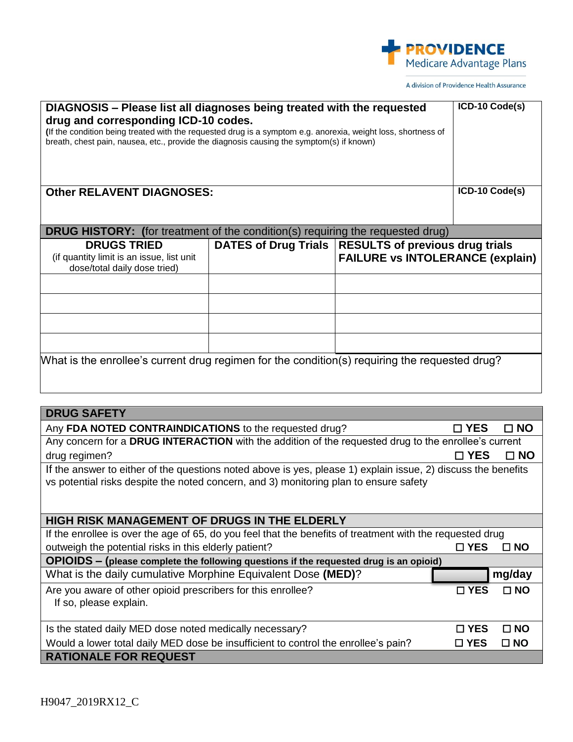| DIAGNOSIS – Please list all diagnoses being treated with the requested drug and corresponding ICD-10 codes. (If the condition being treated with the requested drug is a symptom e.g. anorexia, weight loss, shortness of breath, chest pain, nausea, etc., provide the diagnosis causing the symptom(s) if known) | ICD-10 Code(s) |
|---|---|
| **Other RELAVENT DIAGNOSES:** | **ICD-10 Code(s)** |

**DRUG HISTORY: (**for treatment of the condition(s) requiring the requested drug)

| DRUGS TRIED (if quantity limit is an issue, list unit dose/total daily dose tried) | DATES of Drug Trials | RESULTS of previous drug trials FAILURE vs INTOLERANCE (explain) |
|---|---|---|
| | | |
| | | |
| | | |
| | | |

What is the enrollee's current drug regimen for the condition(s) requiring the requested drug?

## DRUG SAFETY

Any **FDA NOTED CONTRAINDICATIONS** to the requested drug? ☐ YES ☐ NO

Any concern for a **DRUG INTERACTION** with the addition of the requested drug to the enrollee's current drug regimen? ☐ YES ☐ NO

If the answer to either of the questions noted above is yes, please 1) explain issue, 2) discuss the benefits vs potential risks despite the noted concern, and 3) monitoring plan to ensure safety

## HIGH RISK MANAGEMENT OF DRUGS IN THE ELDERLY

If the enrollee is over the age of 65, do you feel that the benefits of treatment with the requested drug outweigh the potential risks in this elderly patient? ☐ YES ☐ NO

## OPIOIDS – (please complete the following questions if the requested drug is an opioid)

What is the daily cumulative Morphine Equivalent Dose **(MED)**? ________ **mg/day**

Are you aware of other opioid prescribers for this enrollee? ☐ YES ☐ NO
If so, please explain.

Is the stated daily MED dose noted medically necessary? ☐ YES ☐ NO

Would a lower total daily MED dose be insufficient to control the enrollee's pain? ☐ YES ☐ NO

## RATIONALE FOR REQUEST

H9047_2019RX12_C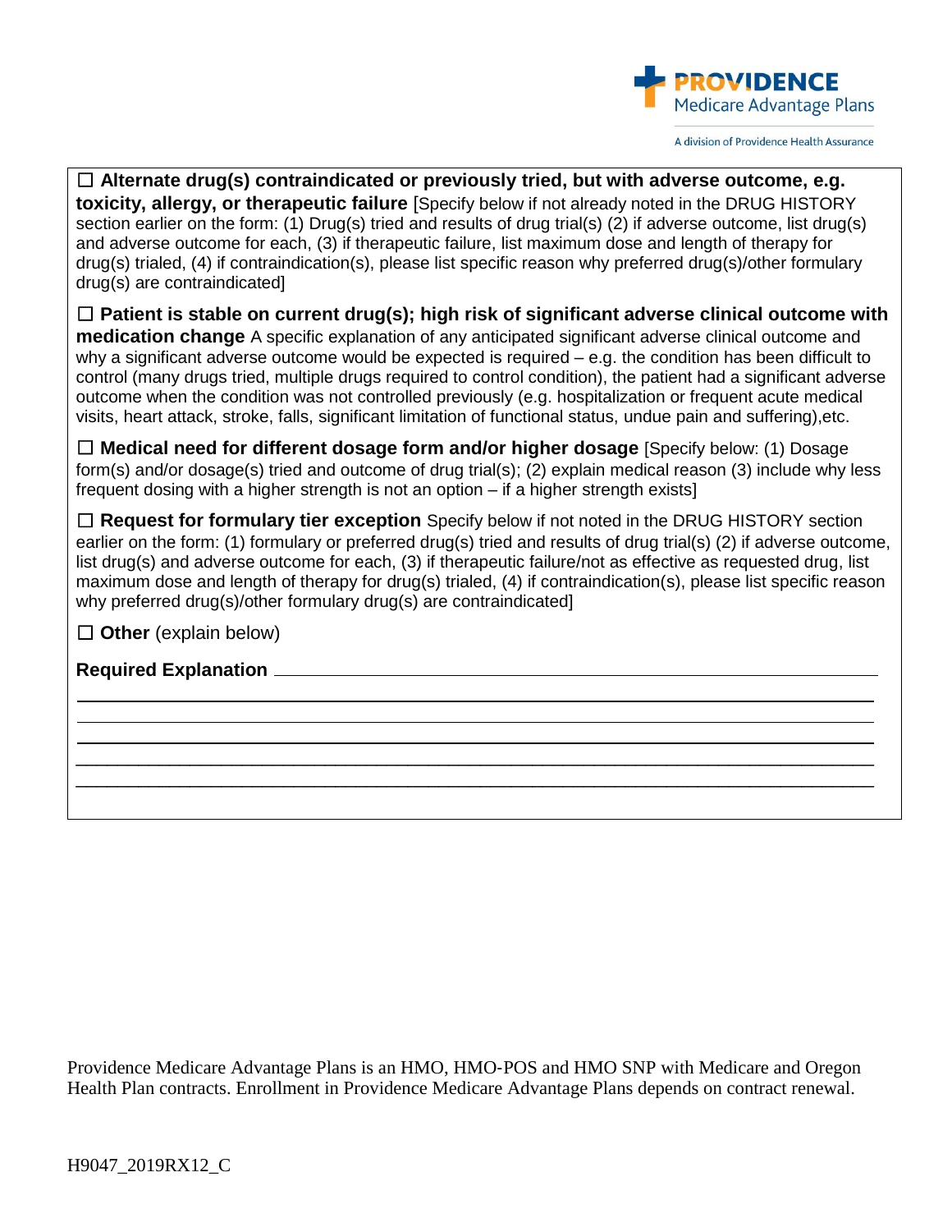PROVIDENCE Medicare Advantage Plans

A division of Providence Health Assurance

☐ **Alternate drug(s) contraindicated or previously tried, but with adverse outcome, e.g. toxicity, allergy, or therapeutic failure** [Specify below if not already noted in the DRUG HISTORY section earlier on the form: (1) Drug(s) tried and results of drug trial(s) (2) if adverse outcome, list drug(s) and adverse outcome for each, (3) if therapeutic failure, list maximum dose and length of therapy for drug(s) trialed, (4) if contraindication(s), please list specific reason why preferred drug(s)/other formulary drug(s) are contraindicated]

☐ **Patient is stable on current drug(s); high risk of significant adverse clinical outcome with medication change** A specific explanation of any anticipated significant adverse clinical outcome and why a significant adverse outcome would be expected is required – e.g. the condition has been difficult to control (many drugs tried, multiple drugs required to control condition), the patient had a significant adverse outcome when the condition was not controlled previously (e.g. hospitalization or frequent acute medical visits, heart attack, stroke, falls, significant limitation of functional status, undue pain and suffering),etc.

☐ **Medical need for different dosage form and/or higher dosage** [Specify below: (1) Dosage form(s) and/or dosage(s) tried and outcome of drug trial(s); (2) explain medical reason (3) include why less frequent dosing with a higher strength is not an option – if a higher strength exists]

☐ **Request for formulary tier exception** Specify below if not noted in the DRUG HISTORY section earlier on the form: (1) formulary or preferred drug(s) tried and results of drug trial(s) (2) if adverse outcome, list drug(s) and adverse outcome for each, (3) if therapeutic failure/not as effective as requested drug, list maximum dose and length of therapy for drug(s) trialed, (4) if contraindication(s), please list specific reason why preferred drug(s)/other formulary drug(s) are contraindicated]

☐ **Other** (explain below)

**Required Explanation** \_\_\_\_\_\_\_\_\_\_\_\_\_\_\_\_\_\_\_\_\_\_\_\_\_\_\_\_\_\_\_\_\_\_\_\_\_\_\_\_\_\_\_\_\_\_\_\_\_\_\_\_\_\_\_\_\_\_\_\_

\_\_\_\_\_\_\_\_\_\_\_\_\_\_\_\_\_\_\_\_\_\_\_\_\_\_\_\_\_\_\_\_\_\_\_\_\_\_\_\_\_\_\_\_\_\_\_\_\_\_\_\_\_\_\_\_\_\_\_\_\_\_\_\_\_\_\_\_\_\_\_\_\_\_\_\_

\_\_\_\_\_\_\_\_\_\_\_\_\_\_\_\_\_\_\_\_\_\_\_\_\_\_\_\_\_\_\_\_\_\_\_\_\_\_\_\_\_\_\_\_\_\_\_\_\_\_\_\_\_\_\_\_\_\_\_\_\_\_\_\_\_\_\_\_\_\_\_\_\_\_\_\_

\_\_\_\_\_\_\_\_\_\_\_\_\_\_\_\_\_\_\_\_\_\_\_\_\_\_\_\_\_\_\_\_\_\_\_\_\_\_\_\_\_\_\_\_\_\_\_\_\_\_\_\_\_\_\_\_\_\_\_\_\_\_\_\_\_\_\_\_\_\_\_\_\_\_\_\_

\_\_\_\_\_\_\_\_\_\_\_\_\_\_\_\_\_\_\_\_\_\_\_\_\_\_\_\_\_\_\_\_\_\_\_\_\_\_\_\_\_\_\_\_\_\_\_\_\_\_\_\_\_\_\_\_\_\_\_\_\_\_\_\_\_\_\_\_\_\_\_\_\_\_\_\_

\_\_\_\_\_\_\_\_\_\_\_\_\_\_\_\_\_\_\_\_\_\_\_\_\_\_\_\_\_\_\_\_\_\_\_\_\_\_\_\_\_\_\_\_\_\_\_\_\_\_\_\_\_\_\_\_\_\_\_\_\_\_\_\_\_\_\_\_\_\_\_\_\_\_\_\_

Providence Medicare Advantage Plans is an HMO, HMO-POS and HMO SNP with Medicare and Oregon Health Plan contracts. Enrollment in Providence Medicare Advantage Plans depends on contract renewal.

H9047_2019RX12_C